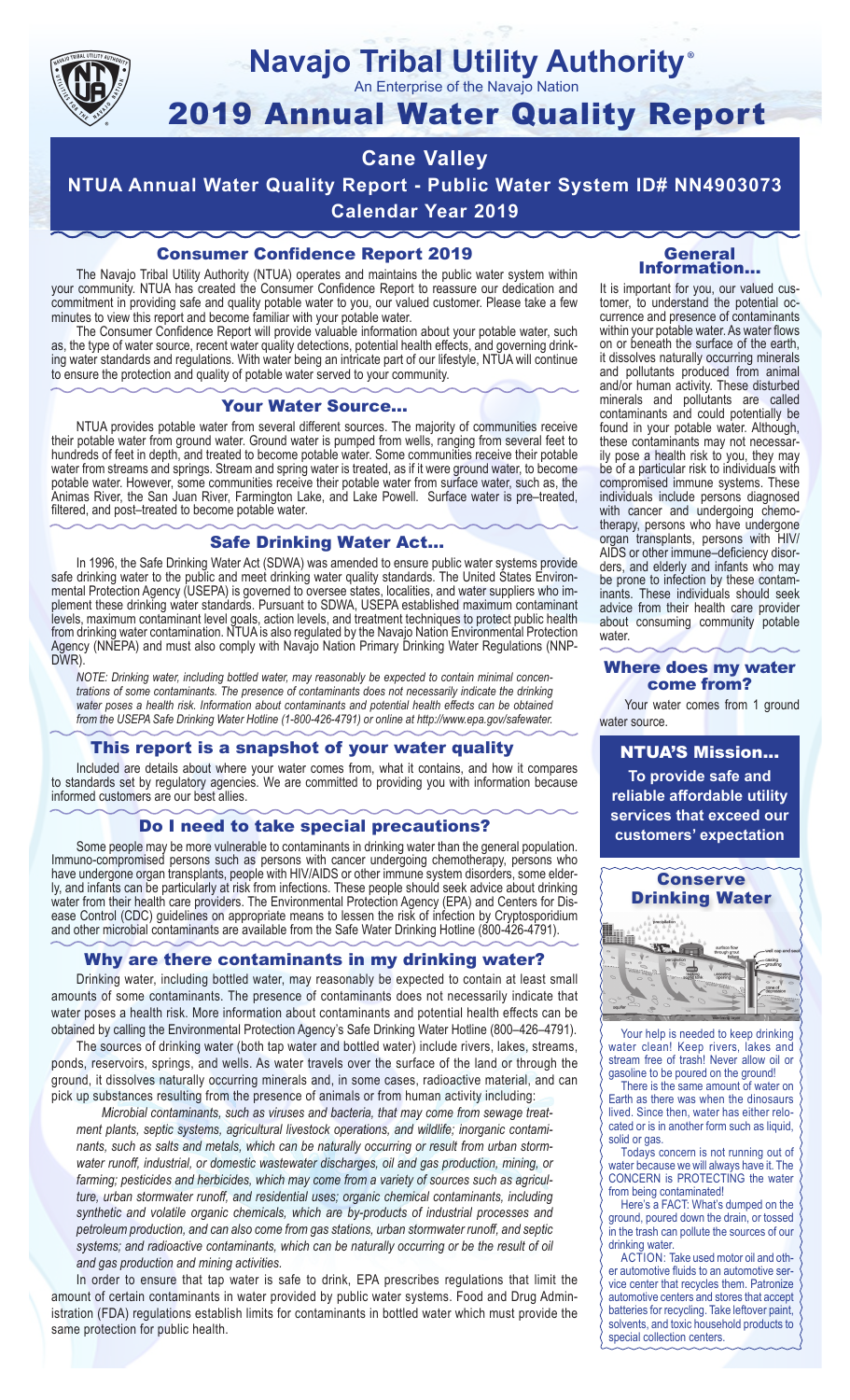# Navajo Tribal Utility Authority®

An Enterprise of the Navajo Nation

# 2019 Annual Water Quality Report

## Cane Valley

## NTUA Annual Water Quality Report - Public Water System ID# NN4903073

## Calendar Year 2019

### Consumer Confidence Report 2019

The Navajo Tribal Utility Authority (NTUA) operates and maintains the public water system within your community. NTUA has created the Consumer Confidence Report to reassure our dedication and commitment in providing safe and quality potable water to you, our valued customer. Please take a few minutes to view this report and become familiar with your potable water.

The Consumer Confidence Report will provide valuable information about your potable water, such as, the type of water source, recent water quality detections, potential health effects, and governing drinking water standards and regulations. With water being an intricate part of our lifestyle, NTUA will continue to ensure the protection and quality of potable water served to your community.

### Your Water Source…

NTUA provides potable water from several different sources. The majority of communities receive their potable water from ground water. Ground water is pumped from wells, ranging from several feet to hundreds of feet in depth, and treated to become potable water. Some communities receive their potable water from streams and springs. Stream and spring water is treated, as if it were ground water, to become potable water. However, some communities receive their potable water from surface water, such as, the Animas River, the San Juan River, Farmington Lake, and Lake Powell. Surface water is pre–treated, filtered, and post–treated to become potable water.

### Safe Drinking Water Act…

In 1996, the Safe Drinking Water Act (SDWA) was amended to ensure public water systems provide safe drinking water to the public and meet drinking water quality standards. The United States Environmental Protection Agency (USEPA) is governed to oversee states, localities, and water suppliers who implement these drinking water standards. Pursuant to SDWA, USEPA established maximum contaminant levels, maximum contaminant level goals, action levels, and treatment techniques to protect public health from drinking water contamination. NTUA is also regulated by the Navajo Nation Environmental Protection Agency (NNEPA) and must also comply with Navajo Nation Primary Drinking Water Regulations (NNPDWR).

*NOTE: Drinking water, including bottled water, may reasonably be expected to contain minimal concentrations of some contaminants. The presence of contaminants does not necessarily indicate the drinking water poses a health risk. Information about contaminants and potential health effects can be obtained from the USEPA Safe Drinking Water Hotline (1-800-426-4791) or online at http://www.epa.gov/safewater.*

### This report is a snapshot of your water quality

Included are details about where your water comes from, what it contains, and how it compares to standards set by regulatory agencies. We are committed to providing you with information because informed customers are our best allies.

### Do I need to take special precautions?

Some people may be more vulnerable to contaminants in drinking water than the general population. Immuno-compromised persons such as persons with cancer undergoing chemotherapy, persons who have undergone organ transplants, people with HIV/AIDS or other immune system disorders, some elderly, and infants can be particularly at risk from infections. These people should seek advice about drinking water from their health care providers. The Environmental Protection Agency (EPA) and Centers for Disease Control (CDC) guidelines on appropriate means to lessen the risk of infection by Cryptosporidium and other microbial contaminants are available from the Safe Water Drinking Hotline (800-426-4791).

### Why are there contaminants in my drinking water?

Drinking water, including bottled water, may reasonably be expected to contain at least small amounts of some contaminants. The presence of contaminants does not necessarily indicate that water poses a health risk. More information about contaminants and potential health effects can be obtained by calling the Environmental Protection Agency's Safe Drinking Water Hotline (800–426–4791).

The sources of drinking water (both tap water and bottled water) include rivers, lakes, streams, ponds, reservoirs, springs, and wells. As water travels over the surface of the land or through the ground, it dissolves naturally occurring minerals and, in some cases, radioactive material, and can pick up substances resulting from the presence of animals or from human activity including:

*Microbial contaminants, such as viruses and bacteria, that may come from sewage treatment plants, septic systems, agricultural livestock operations, and wildlife; inorganic contaminants, such as salts and metals, which can be naturally occurring or result from urban stormwater runoff, industrial, or domestic wastewater discharges, oil and gas production, mining, or farming; pesticides and herbicides, which may come from a variety of sources such as agriculture, urban stormwater runoff, and residential uses; organic chemical contaminants, including synthetic and volatile organic chemicals, which are by-products of industrial processes and petroleum production, and can also come from gas stations, urban stormwater runoff, and septic systems; and radioactive contaminants, which can be naturally occurring or be the result of oil and gas production and mining activities.*

In order to ensure that tap water is safe to drink, EPA prescribes regulations that limit the amount of certain contaminants in water provided by public water systems. Food and Drug Administration (FDA) regulations establish limits for contaminants in bottled water which must provide the same protection for public health.

### General Information…

It is important for you, our valued customer, to understand the potential occurrence and presence of contaminants within your potable water. As water flows on or beneath the surface of the earth, it dissolves naturally occurring minerals and pollutants produced from animal and/or human activity. These disturbed minerals and pollutants are called contaminants and could potentially be found in your potable water. Although, these contaminants may not necessarily pose a health risk to you, they may be of a particular risk to individuals with compromised immune systems. These individuals include persons diagnosed with cancer and undergoing chemotherapy, persons who have undergone organ transplants, persons with HIV/AIDS or other immune–deficiency disorders, and elderly and infants who may be prone to infection by these contaminants. These individuals should seek advice from their health care provider about consuming community potable water.

### Where does my water come from?

Your water comes from 1 ground water source.

### NTUA'S Mission…

**To provide safe and reliable affordable utility services that exceed our customers' expectation**

### Conserve Drinking Water

Your help is needed to keep drinking water clean! Keep rivers, lakes and stream free of trash! Never allow oil or gasoline to be poured on the ground!

There is the same amount of water on Earth as there was when the dinosaurs lived. Since then, water has either relocated or is in another form such as liquid, solid or gas.

Todays concern is not running out of water because we will always have it. The CONCERN is PROTECTING the water from being contaminated!

Here's a FACT: What's dumped on the ground, poured down the drain, or tossed in the trash can pollute the sources of our drinking water.

ACTION: Take used motor oil and other automotive fluids to an automotive service center that recycles them. Patronize automotive centers and stores that accept batteries for recycling. Take leftover paint, solvents, and toxic household products to special collection centers.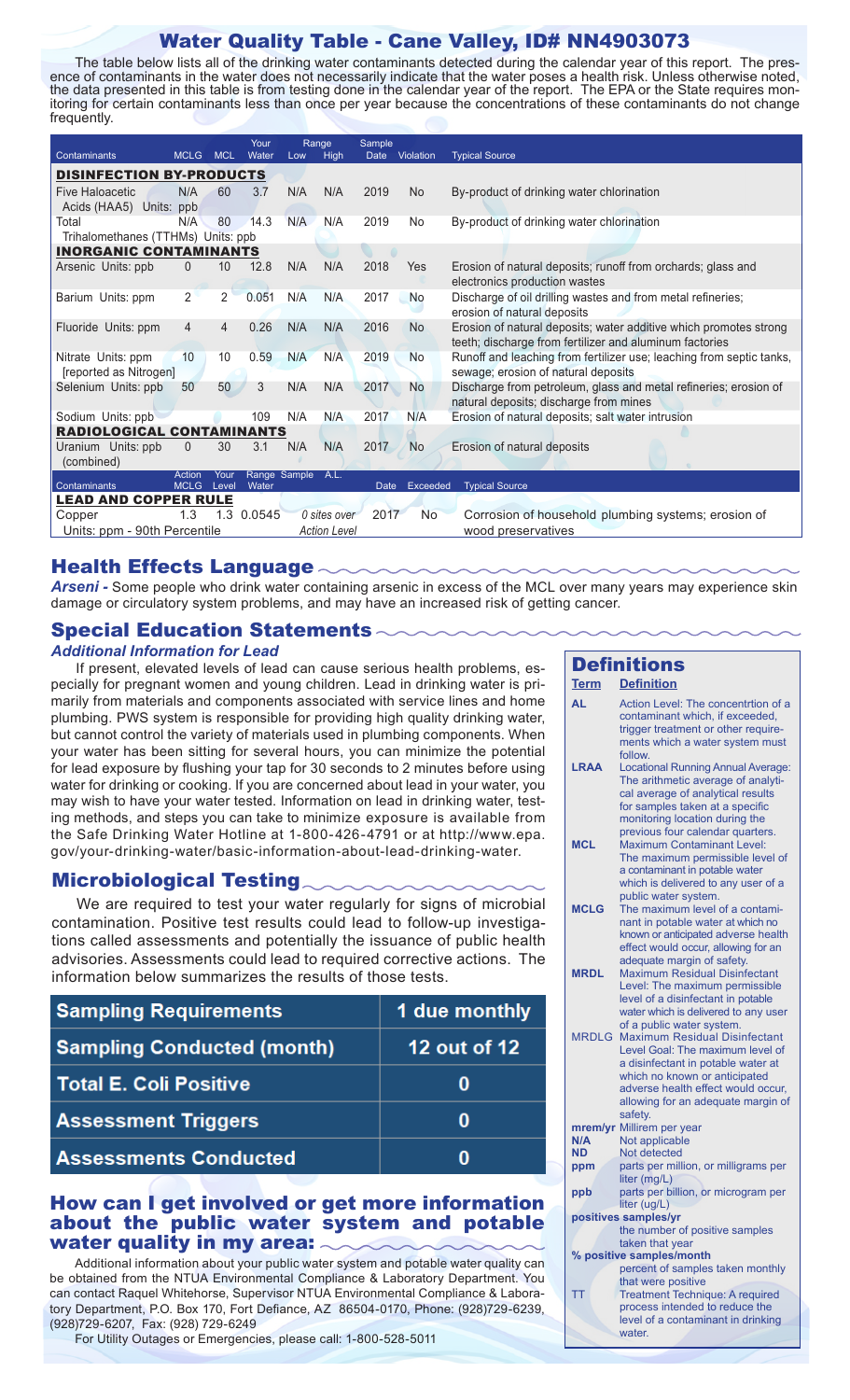# Water Quality Table - Cane Valley, ID# NN4903073

The table below lists all of the drinking water contaminants detected during the calendar year of this report. The presence of contaminants in the water does not necessarily indicate that the water poses a health risk. Unless otherwise noted, the data presented in this table is from testing done in the calendar year of the report. The EPA or the State requires monitoring for certain contaminants less than once per year because the concentrations of these contaminants do not change frequently.

| Contaminants | MCLG | MCL | Your Water | Range Low | Range High | Sample Date | Violation | Typical Source |
|---|---|---|---|---|---|---|---|---|
| **DISINFECTION BY-PRODUCTS** | | | | | | | | |
| Five Haloacetic Acids (HAA5) Units: ppb | N/A | 60 | 3.7 | N/A | N/A | 2019 | No | By-product of drinking water chlorination |
| Total Trihalomethanes (TTHMs) Units: ppb | N/A | 80 | 14.3 | N/A | N/A | 2019 | No | By-product of drinking water chlorination |
| **INORGANIC CONTAMINANTS** | | | | | | | | |
| Arsenic Units: ppb | 0 | 10 | 12.8 | N/A | N/A | 2018 | Yes | Erosion of natural deposits; runoff from orchards; glass and electronics production wastes |
| Barium Units: ppm | 2 | 2 | 0.051 | N/A | N/A | 2017 | No | Discharge of oil drilling wastes and from metal refineries; erosion of natural deposits |
| Fluoride Units: ppm | 4 | 4 | 0.26 | N/A | N/A | 2016 | No | Erosion of natural deposits; water additive which promotes strong teeth; discharge from fertilizer and aluminum factories |
| Nitrate Units: ppm [reported as Nitrogen] | 10 | 10 | 0.59 | N/A | N/A | 2019 | No | Runoff and leaching from fertilizer use; leaching from septic tanks, sewage; erosion of natural deposits |
| Selenium Units: ppb | 50 | 50 | 3 | N/A | N/A | 2017 | No | Discharge from petroleum, glass and metal refineries; erosion of natural deposits; discharge from mines |
| Sodium Units: ppb | | | 109 | N/A | N/A | 2017 | N/A | Erosion of natural deposits; salt water intrusion |
| **RADIOLOGICAL CONTAMINANTS** | | | | | | | | |
| Uranium Units: ppb (combined) | 0 | 30 | 3.1 | N/A | N/A | 2017 | No | Erosion of natural deposits |

| Contaminants | MCLG | Action Level | Your Water | Range Sample A.L. | Date | Exceeded | Typical Source |
|---|---|---|---|---|---|---|---|
| **LEAD AND COPPER RULE** | | | | | | | |
| Copper Units: ppm - 90th Percentile | 1.3 | 1.3 | 0.0545 | 0 sites over Action Level | 2017 | No | Corrosion of household plumbing systems; erosion of wood preservatives |

## Health Effects Language

***Arseni -*** Some people who drink water containing arsenic in excess of the MCL over many years may experience skin damage or circulatory system problems, and may have an increased risk of getting cancer.

## Special Education Statements

### *Additional Information for Lead*

If present, elevated levels of lead can cause serious health problems, especially for pregnant women and young children. Lead in drinking water is primarily from materials and components associated with service lines and home plumbing. PWS system is responsible for providing high quality drinking water, but cannot control the variety of materials used in plumbing components. When your water has been sitting for several hours, you can minimize the potential for lead exposure by flushing your tap for 30 seconds to 2 minutes before using water for drinking or cooking. If you are concerned about lead in your water, you may wish to have your water tested. Information on lead in drinking water, testing methods, and steps you can take to minimize exposure is available from the Safe Drinking Water Hotline at 1-800-426-4791 or at http://www.epa.gov/your-drinking-water/basic-information-about-lead-drinking-water.

## Microbiological Testing

We are required to test your water regularly for signs of microbial contamination. Positive test results could lead to follow-up investigations called assessments and potentially the issuance of public health advisories. Assessments could lead to required corrective actions. The information below summarizes the results of those tests.

| Sampling Requirements | 1 due monthly |
|---|---|
| Sampling Conducted (month) | 12 out of 12 |
| Total E. Coli Positive | 0 |
| Assessment Triggers | 0 |
| Assessments Conducted | 0 |

## How can I get involved or get more information about the public water system and potable water quality in my area:

Additional information about your public water system and potable water quality can be obtained from the NTUA Environmental Compliance & Laboratory Department. You can contact Raquel Whitehorse, Supervisor NTUA Environmental Compliance & Laboratory Department, P.O. Box 170, Fort Defiance, AZ 86504-0170, Phone: (928)729-6239, (928)729-6207, Fax: (928) 729-6249

For Utility Outages or Emergencies, please call: 1-800-528-5011

## Definitions

| Term | Definition |
|---|---|
| **AL** | Action Level: The concentrtion of a contaminant which, if exceeded, trigger treatment or other requirements which a water system must follow. |
| **LRAA** | Locational Running Annual Average: The arithmetic average of analytical average of analytical results for samples taken at a specific monitoring location during the previous four calendar quarters. |
| **MCL** | Maximum Contaminant Level: The maximum permissible level of a contaminant in potable water which is delivered to any user of a public water system. |
| **MCLG** | The maximum level of a contaminant in potable water at which no known or anticipated adverse health effect would occur, allowing for an adequate margin of safety. |
| **MRDL** | Maximum Residual Disinfectant Level: The maximum permissible level of a disinfectant in potable water which is delivered to any user of a public water system. |
| **MRDLG** | Maximum Residual Disinfectant Level Goal: The maximum level of a disinfectant in potable water at which no known or anticipated adverse health effect would occur, allowing for an adequate margin of safety. |
| **mrem/yr** | Millirem per year |
| **N/A** | Not applicable |
| **ND** | Not detected |
| **ppm** | parts per million, or milligrams per liter (mg/L) |
| **ppb** | parts per billion, or microgram per liter (ug/L) |
| **positives samples/yr** | the number of positive samples taken that year |
| **% positive samples/month** | percent of samples taken monthly that were positive |
| **TT** | Treatment Technique: A required process intended to reduce the level of a contaminant in drinking water. |